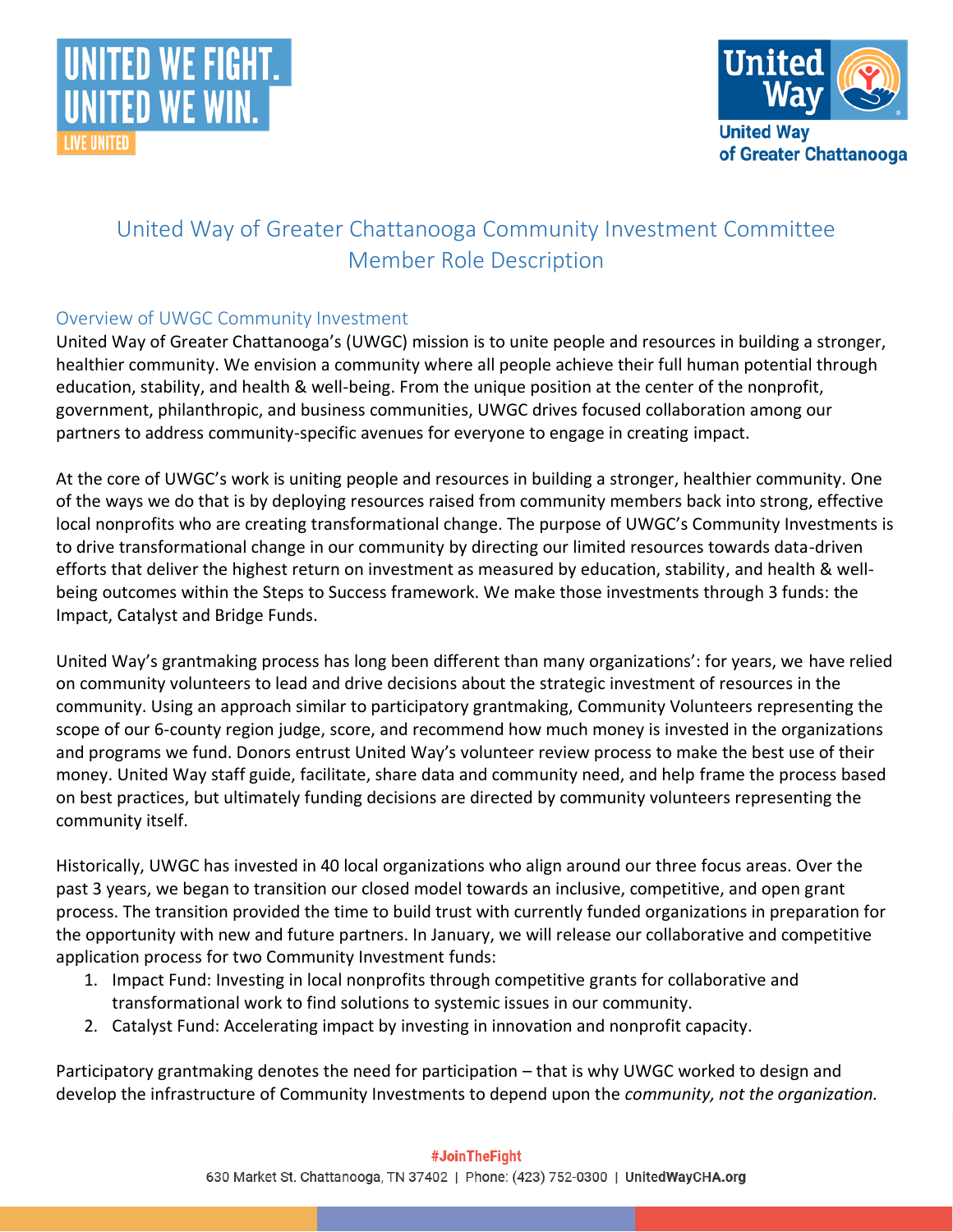# United Way of Greater Chattanooga Community Investment Committee Member Role Description

## Overview of UWGC Community Investment

United Way of Greater Chattanooga's (UWGC) mission is to unite people and resources in building a stronger, healthier community. We envision a community where all people achieve their full human potential through education, stability, and health & well-being. From the unique position at the center of the nonprofit, government, philanthropic, and business communities, UWGC drives focused collaboration among our partners to address community-specific avenues for everyone to engage in creating impact.

At the core of UWGC's work is uniting people and resources in building a stronger, healthier community. One of the ways we do that is by deploying resources raised from community members back into strong, effective local nonprofits who are creating transformational change. The purpose of UWGC's Community Investments is to drive transformational change in our community by directing our limited resources towards data-driven efforts that deliver the highest return on investment as measured by education, stability, and health & well-being outcomes within the Steps to Success framework. We make those investments through 3 funds: the Impact, Catalyst and Bridge Funds.

United Way's grantmaking process has long been different than many organizations': for years, we have relied on community volunteers to lead and drive decisions about the strategic investment of resources in the community. Using an approach similar to participatory grantmaking, Community Volunteers representing the scope of our 6-county region judge, score, and recommend how much money is invested in the organizations and programs we fund. Donors entrust United Way's volunteer review process to make the best use of their money. United Way staff guide, facilitate, share data and community need, and help frame the process based on best practices, but ultimately funding decisions are directed by community volunteers representing the community itself.

Historically, UWGC has invested in 40 local organizations who align around our three focus areas. Over the past 3 years, we began to transition our closed model towards an inclusive, competitive, and open grant process. The transition provided the time to build trust with currently funded organizations in preparation for the opportunity with new and future partners. In January, we will release our collaborative and competitive application process for two Community Investment funds:

1. Impact Fund: Investing in local nonprofits through competitive grants for collaborative and transformational work to find solutions to systemic issues in our community.
2. Catalyst Fund: Accelerating impact by investing in innovation and nonprofit capacity.

Participatory grantmaking denotes the need for participation – that is why UWGC worked to design and develop the infrastructure of Community Investments to depend upon the *community, not the organization.*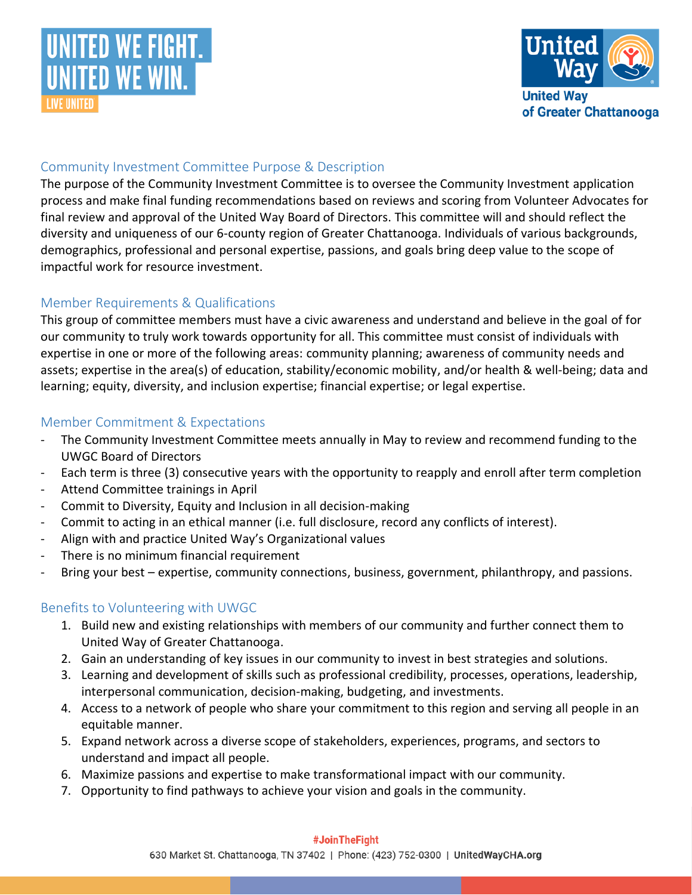UNITED WE FIGHT.
UNITED WE WIN.
LIVE UNITED

United Way of Greater Chattanooga

## Community Investment Committee Purpose & Description

The purpose of the Community Investment Committee is to oversee the Community Investment application process and make final funding recommendations based on reviews and scoring from Volunteer Advocates for final review and approval of the United Way Board of Directors. This committee will and should reflect the diversity and uniqueness of our 6-county region of Greater Chattanooga. Individuals of various backgrounds, demographics, professional and personal expertise, passions, and goals bring deep value to the scope of impactful work for resource investment.

## Member Requirements & Qualifications

This group of committee members must have a civic awareness and understand and believe in the goal of for our community to truly work towards opportunity for all. This committee must consist of individuals with expertise in one or more of the following areas: community planning; awareness of community needs and assets; expertise in the area(s) of education, stability/economic mobility, and/or health & well-being; data and learning; equity, diversity, and inclusion expertise; financial expertise; or legal expertise.

## Member Commitment & Expectations

- The Community Investment Committee meets annually in May to review and recommend funding to the UWGC Board of Directors
- Each term is three (3) consecutive years with the opportunity to reapply and enroll after term completion
- Attend Committee trainings in April
- Commit to Diversity, Equity and Inclusion in all decision-making
- Commit to acting in an ethical manner (i.e. full disclosure, record any conflicts of interest).
- Align with and practice United Way's Organizational values
- There is no minimum financial requirement
- Bring your best – expertise, community connections, business, government, philanthropy, and passions.

## Benefits to Volunteering with UWGC

1. Build new and existing relationships with members of our community and further connect them to United Way of Greater Chattanooga.
2. Gain an understanding of key issues in our community to invest in best strategies and solutions.
3. Learning and development of skills such as professional credibility, processes, operations, leadership, interpersonal communication, decision-making, budgeting, and investments.
4. Access to a network of people who share your commitment to this region and serving all people in an equitable manner.
5. Expand network across a diverse scope of stakeholders, experiences, programs, and sectors to understand and impact all people.
6. Maximize passions and expertise to make transformational impact with our community.
7. Opportunity to find pathways to achieve your vision and goals in the community.

#JoinTheFight
630 Market St. Chattanooga, TN 37402 | Phone: (423) 752-0300 | UnitedWayCHA.org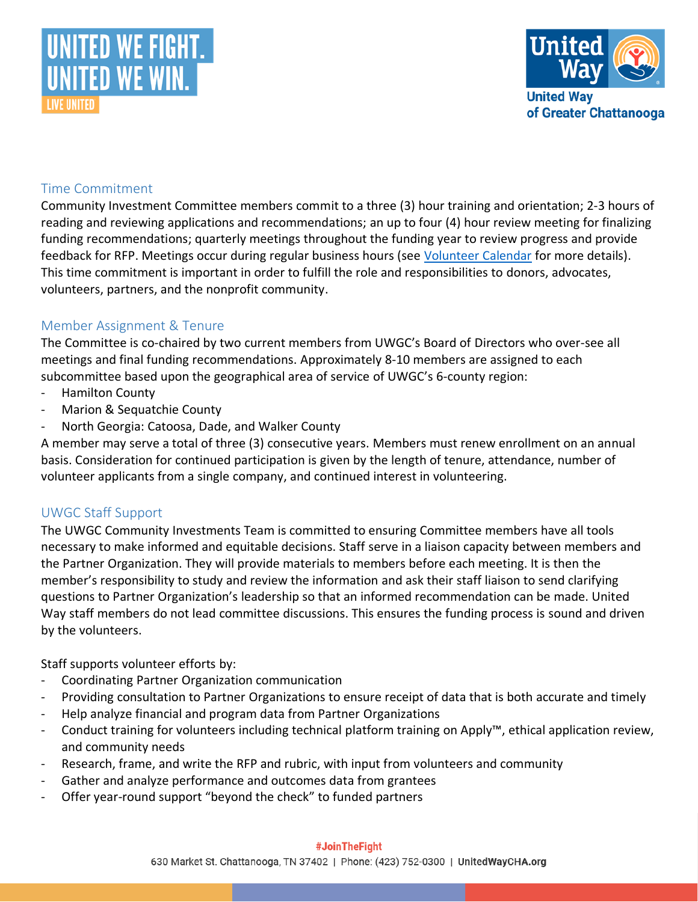## Time Commitment

Community Investment Committee members commit to a three (3) hour training and orientation; 2-3 hours of reading and reviewing applications and recommendations; an up to four (4) hour review meeting for finalizing funding recommendations; quarterly meetings throughout the funding year to review progress and provide feedback for RFP. Meetings occur during regular business hours (see Volunteer Calendar for more details). This time commitment is important in order to fulfill the role and responsibilities to donors, advocates, volunteers, partners, and the nonprofit community.

## Member Assignment & Tenure

The Committee is co-chaired by two current members from UWGC's Board of Directors who over-see all meetings and final funding recommendations. Approximately 8-10 members are assigned to each subcommittee based upon the geographical area of service of UWGC's 6-county region:

- Hamilton County
- Marion & Sequatchie County
- North Georgia: Catoosa, Dade, and Walker County

A member may serve a total of three (3) consecutive years. Members must renew enrollment on an annual basis. Consideration for continued participation is given by the length of tenure, attendance, number of volunteer applicants from a single company, and continued interest in volunteering.

## UWGC Staff Support

The UWGC Community Investments Team is committed to ensuring Committee members have all tools necessary to make informed and equitable decisions. Staff serve in a liaison capacity between members and the Partner Organization. They will provide materials to members before each meeting. It is then the member's responsibility to study and review the information and ask their staff liaison to send clarifying questions to Partner Organization's leadership so that an informed recommendation can be made. United Way staff members do not lead committee discussions. This ensures the funding process is sound and driven by the volunteers.

Staff supports volunteer efforts by:

- Coordinating Partner Organization communication
- Providing consultation to Partner Organizations to ensure receipt of data that is both accurate and timely
- Help analyze financial and program data from Partner Organizations
- Conduct training for volunteers including technical platform training on Apply™, ethical application review, and community needs
- Research, frame, and write the RFP and rubric, with input from volunteers and community
- Gather and analyze performance and outcomes data from grantees
- Offer year-round support "beyond the check" to funded partners